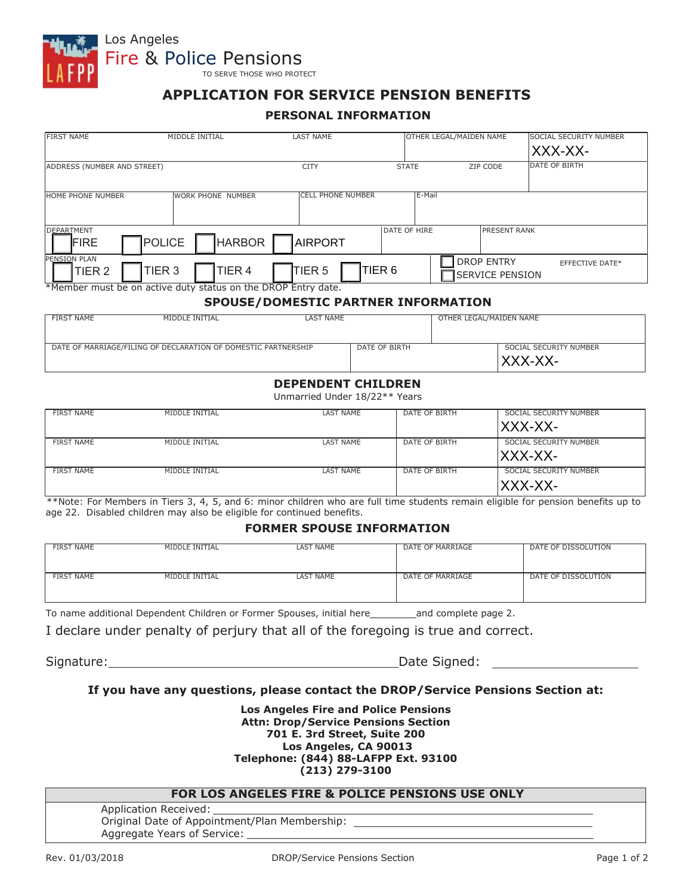Los Angeles
Fire & Police Pensions
TO SERVE THOSE WHO PROTECT

# APPLICATION FOR SERVICE PENSION BENEFITS

## PERSONAL INFORMATION

| FIRST NAME | MIDDLE INITIAL | LAST NAME | OTHER LEGAL/MAIDEN NAME | SOCIAL SECURITY NUMBER |
|---|---|---|---|---|
| | | | | XXX-XX- |

| ADDRESS (NUMBER AND STREET) | CITY | STATE | ZIP CODE | DATE OF BIRTH |
|---|---|---|---|---|
| | | | | |

| HOME PHONE NUMBER | WORK PHONE NUMBER | CELL PHONE NUMBER | E-Mail |
|---|---|---|---|
| | | | |

| DEPARTMENT | DATE OF HIRE | PRESENT RANK |
|---|---|---|
| ☐ FIRE ☐ POLICE ☐ HARBOR ☐ AIRPORT | | |

| PENSION PLAN | | EFFECTIVE DATE* |
|---|---|---|
| ☐ TIER 2 ☐ TIER 3 ☐ TIER 4 ☐ TIER 5 ☐ TIER 6 | ☐ DROP ENTRY ☐ SERVICE PENSION | |

*Member must be on active duty status on the DROP Entry date.

## SPOUSE/DOMESTIC PARTNER INFORMATION

| FIRST NAME | MIDDLE INITIAL | LAST NAME | OTHER LEGAL/MAIDEN NAME |
|---|---|---|---|
| | | | |

| DATE OF MARRIAGE/FILING OF DECLARATION OF DOMESTIC PARTNERSHIP | DATE OF BIRTH | SOCIAL SECURITY NUMBER |
|---|---|---|
| | | XXX-XX- |

## DEPENDENT CHILDREN

Unmarried Under 18/22** Years

| FIRST NAME | MIDDLE INITIAL | LAST NAME | DATE OF BIRTH | SOCIAL SECURITY NUMBER |
|---|---|---|---|---|
| | | | | XXX-XX- |
| | | | | XXX-XX- |
| | | | | XXX-XX- |

**Note: For Members in Tiers 3, 4, 5, and 6: minor children who are full time students remain eligible for pension benefits up to age 22. Disabled children may also be eligible for continued benefits.

## FORMER SPOUSE INFORMATION

| FIRST NAME | MIDDLE INITIAL | LAST NAME | DATE OF MARRIAGE | DATE OF DISSOLUTION |
|---|---|---|---|---|
| | | | | |
| | | | | |

To name additional Dependent Children or Former Spouses, initial here________and complete page 2.

I declare under penalty of perjury that all of the foregoing is true and correct.

Signature:________________________________ Date Signed: ____________________

**If you have any questions, please contact the DROP/Service Pensions Section at:**

**Los Angeles Fire and Police Pensions**
**Attn: Drop/Service Pensions Section**
**701 E. 3rd Street, Suite 200**
**Los Angeles, CA 90013**
**Telephone: (844) 88-LAFPP Ext. 93100**
**(213) 279-3100**

| FOR LOS ANGELES FIRE & POLICE PENSIONS USE ONLY |
|---|
| Application Received: ____________________ |
| Original Date of Appointment/Plan Membership: ____________________ |
| Aggregate Years of Service: ____________________ |

Rev. 01/03/2018 DROP/Service Pensions Section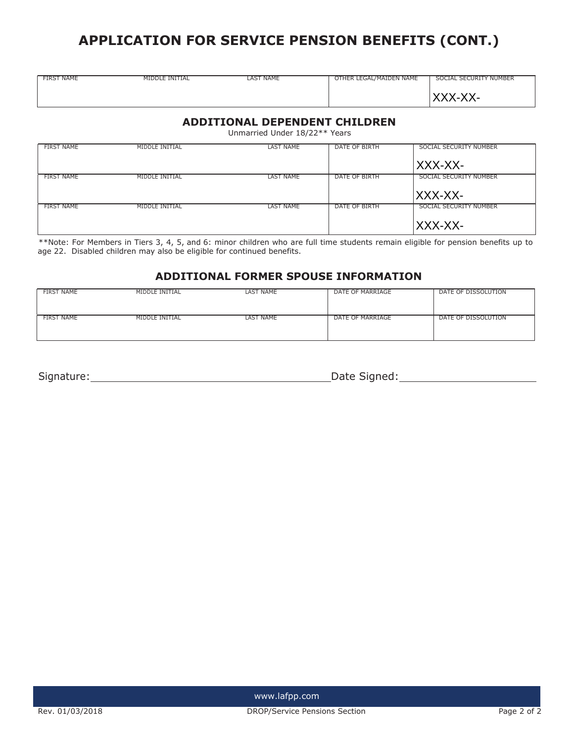# APPLICATION FOR SERVICE PENSION BENEFITS (CONT.)

| FIRST NAME | MIDDLE INITIAL | LAST NAME | OTHER LEGAL/MAIDEN NAME | SOCIAL SECURITY NUMBER |
|---|---|---|---|---|
| | | | | XXX-XX- |

## ADDITIONAL DEPENDENT CHILDREN

Unmarried Under 18/22** Years

| FIRST NAME | MIDDLE INITIAL | LAST NAME | DATE OF BIRTH | SOCIAL SECURITY NUMBER |
|---|---|---|---|---|
| | | | | XXX-XX- |
| | | | | XXX-XX- |
| | | | | XXX-XX- |

**Note: For Members in Tiers 3, 4, 5, and 6: minor children who are full time students remain eligible for pension benefits up to age 22. Disabled children may also be eligible for continued benefits.

## ADDITIONAL FORMER SPOUSE INFORMATION

| FIRST NAME | MIDDLE INITIAL | LAST NAME | DATE OF MARRIAGE | DATE OF DISSOLUTION |
|---|---|---|---|---|
| | | | | |
| | | | | |

Signature: ______________________________ Date Signed: ____________________

www.lafpp.com

Rev. 01/03/2018 DROP/Service Pensions Section